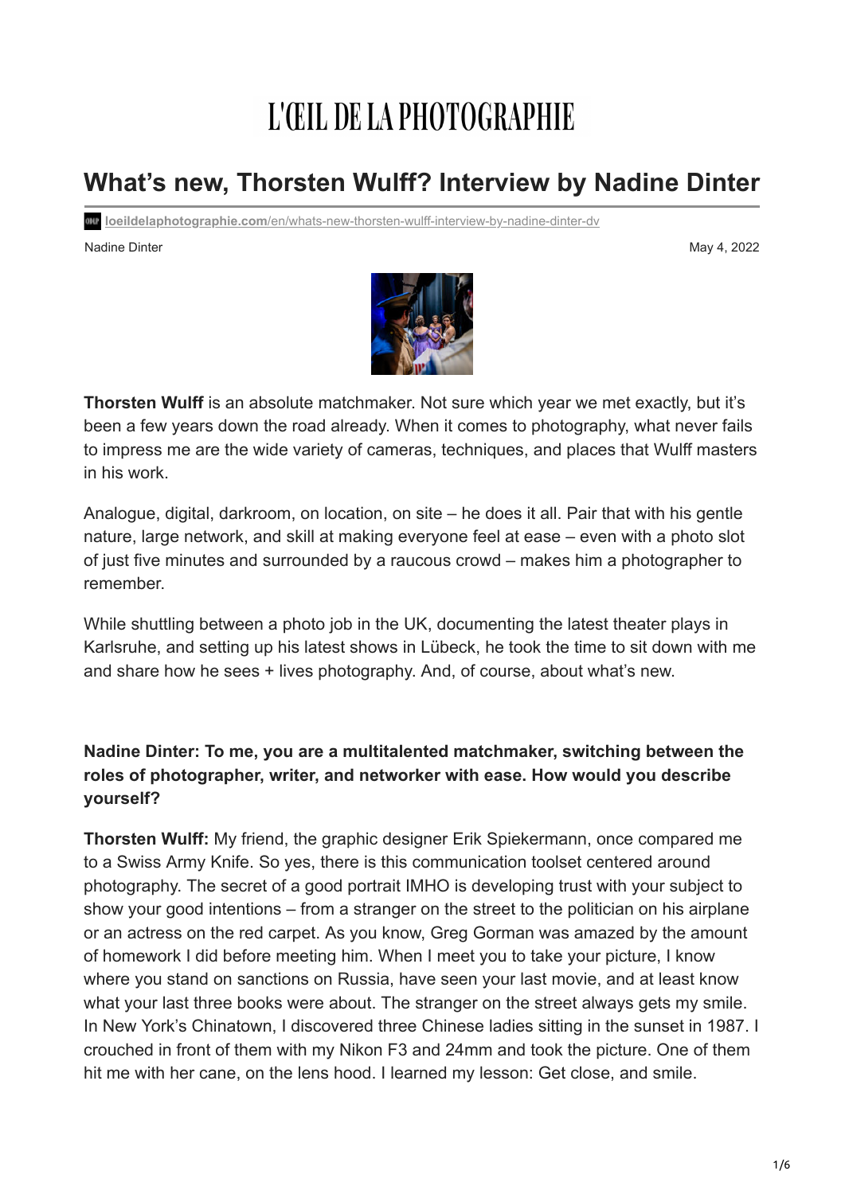# L'ŒIL DE LA PHOTOGRAPHIE

## What's new, Thorsten Wulff? Interview by Nadine Dinter

loeildelaphotographie.com/en/whats-new-thorsten-wulff-interview-by-nadine-dinter-dv

Nadine Dinter

May 4, 2022

**Thorsten Wulff** is an absolute matchmaker. Not sure which year we met exactly, but it's been a few years down the road already. When it comes to photography, what never fails to impress me are the wide variety of cameras, techniques, and places that Wulff masters in his work.

Analogue, digital, darkroom, on location, on site – he does it all. Pair that with his gentle nature, large network, and skill at making everyone feel at ease – even with a photo slot of just five minutes and surrounded by a raucous crowd – makes him a photographer to remember.

While shuttling between a photo job in the UK, documenting the latest theater plays in Karlsruhe, and setting up his latest shows in Lübeck, he took the time to sit down with me and share how he sees + lives photography. And, of course, about what's new.

**Nadine Dinter: To me, you are a multitalented matchmaker, switching between the roles of photographer, writer, and networker with ease. How would you describe yourself?**

**Thorsten Wulff:** My friend, the graphic designer Erik Spiekermann, once compared me to a Swiss Army Knife. So yes, there is this communication toolset centered around photography. The secret of a good portrait IMHO is developing trust with your subject to show your good intentions – from a stranger on the street to the politician on his airplane or an actress on the red carpet. As you know, Greg Gorman was amazed by the amount of homework I did before meeting him. When I meet you to take your picture, I know where you stand on sanctions on Russia, have seen your last movie, and at least know what your last three books were about. The stranger on the street always gets my smile. In New York's Chinatown, I discovered three Chinese ladies sitting in the sunset in 1987. I crouched in front of them with my Nikon F3 and 24mm and took the picture. One of them hit me with her cane, on the lens hood. I learned my lesson: Get close, and smile.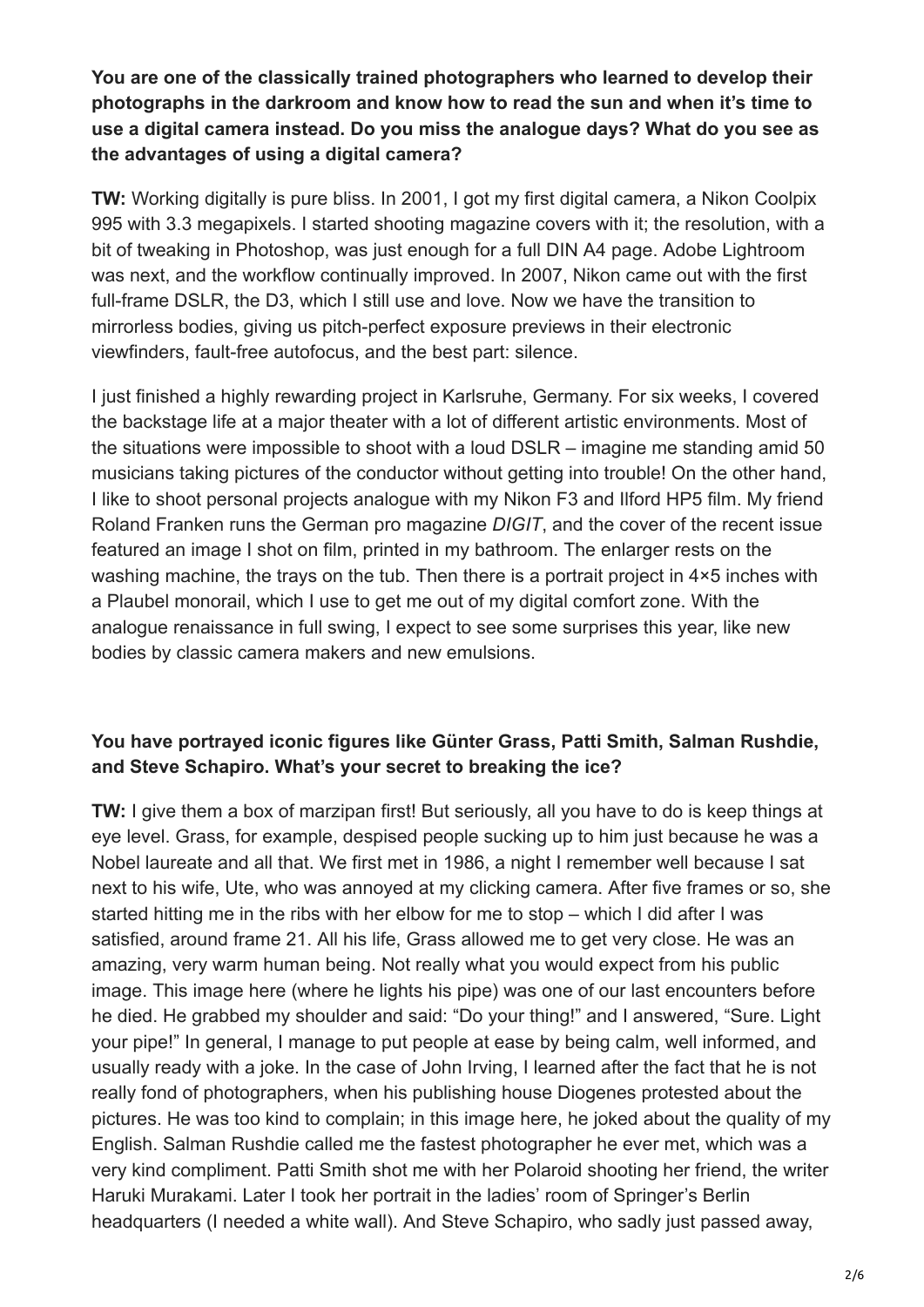**You are one of the classically trained photographers who learned to develop their photographs in the darkroom and know how to read the sun and when it's time to use a digital camera instead. Do you miss the analogue days? What do you see as the advantages of using a digital camera?**

**TW:** Working digitally is pure bliss. In 2001, I got my first digital camera, a Nikon Coolpix 995 with 3.3 megapixels. I started shooting magazine covers with it; the resolution, with a bit of tweaking in Photoshop, was just enough for a full DIN A4 page. Adobe Lightroom was next, and the workflow continually improved. In 2007, Nikon came out with the first full-frame DSLR, the D3, which I still use and love. Now we have the transition to mirrorless bodies, giving us pitch-perfect exposure previews in their electronic viewfinders, fault-free autofocus, and the best part: silence.

I just finished a highly rewarding project in Karlsruhe, Germany. For six weeks, I covered the backstage life at a major theater with a lot of different artistic environments. Most of the situations were impossible to shoot with a loud DSLR – imagine me standing amid 50 musicians taking pictures of the conductor without getting into trouble! On the other hand, I like to shoot personal projects analogue with my Nikon F3 and Ilford HP5 film. My friend Roland Franken runs the German pro magazine *DIGIT*, and the cover of the recent issue featured an image I shot on film, printed in my bathroom. The enlarger rests on the washing machine, the trays on the tub. Then there is a portrait project in 4×5 inches with a Plaubel monorail, which I use to get me out of my digital comfort zone. With the analogue renaissance in full swing, I expect to see some surprises this year, like new bodies by classic camera makers and new emulsions.

**You have portrayed iconic figures like Günter Grass, Patti Smith, Salman Rushdie, and Steve Schapiro. What's your secret to breaking the ice?**

**TW:** I give them a box of marzipan first! But seriously, all you have to do is keep things at eye level. Grass, for example, despised people sucking up to him just because he was a Nobel laureate and all that. We first met in 1986, a night I remember well because I sat next to his wife, Ute, who was annoyed at my clicking camera. After five frames or so, she started hitting me in the ribs with her elbow for me to stop – which I did after I was satisfied, around frame 21. All his life, Grass allowed me to get very close. He was an amazing, very warm human being. Not really what you would expect from his public image. This image here (where he lights his pipe) was one of our last encounters before he died. He grabbed my shoulder and said: "Do your thing!" and I answered, "Sure. Light your pipe!" In general, I manage to put people at ease by being calm, well informed, and usually ready with a joke. In the case of John Irving, I learned after the fact that he is not really fond of photographers, when his publishing house Diogenes protested about the pictures. He was too kind to complain; in this image here, he joked about the quality of my English. Salman Rushdie called me the fastest photographer he ever met, which was a very kind compliment. Patti Smith shot me with her Polaroid shooting her friend, the writer Haruki Murakami. Later I took her portrait in the ladies' room of Springer's Berlin headquarters (I needed a white wall). And Steve Schapiro, who sadly just passed away,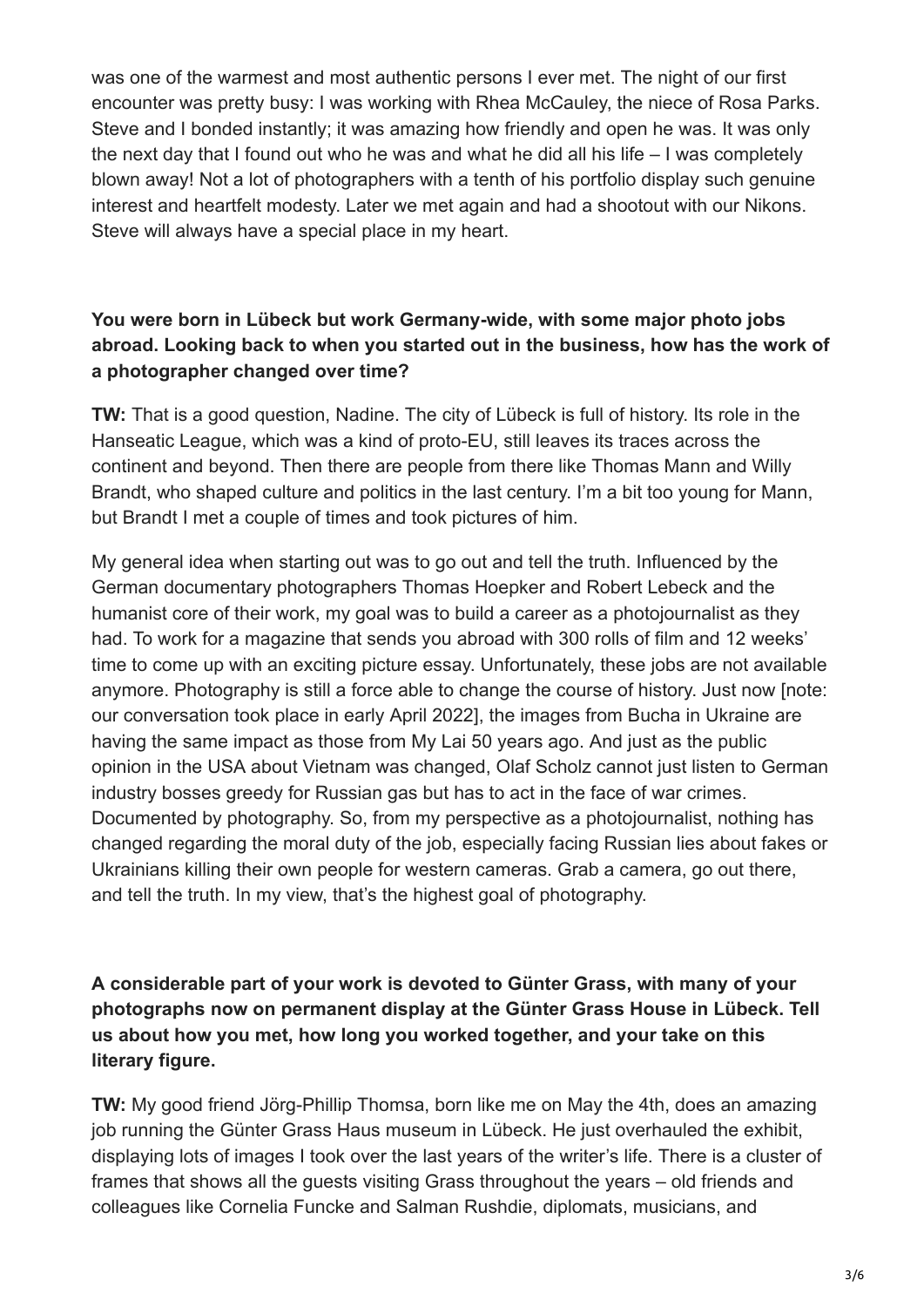was one of the warmest and most authentic persons I ever met. The night of our first encounter was pretty busy: I was working with Rhea McCauley, the niece of Rosa Parks. Steve and I bonded instantly; it was amazing how friendly and open he was. It was only the next day that I found out who he was and what he did all his life – I was completely blown away! Not a lot of photographers with a tenth of his portfolio display such genuine interest and heartfelt modesty. Later we met again and had a shootout with our Nikons. Steve will always have a special place in my heart.

**You were born in Lübeck but work Germany-wide, with some major photo jobs abroad. Looking back to when you started out in the business, how has the work of a photographer changed over time?**

**TW:** That is a good question, Nadine. The city of Lübeck is full of history. Its role in the Hanseatic League, which was a kind of proto-EU, still leaves its traces across the continent and beyond. Then there are people from there like Thomas Mann and Willy Brandt, who shaped culture and politics in the last century. I'm a bit too young for Mann, but Brandt I met a couple of times and took pictures of him.

My general idea when starting out was to go out and tell the truth. Influenced by the German documentary photographers Thomas Hoepker and Robert Lebeck and the humanist core of their work, my goal was to build a career as a photojournalist as they had. To work for a magazine that sends you abroad with 300 rolls of film and 12 weeks' time to come up with an exciting picture essay. Unfortunately, these jobs are not available anymore. Photography is still a force able to change the course of history. Just now [note: our conversation took place in early April 2022], the images from Bucha in Ukraine are having the same impact as those from My Lai 50 years ago. And just as the public opinion in the USA about Vietnam was changed, Olaf Scholz cannot just listen to German industry bosses greedy for Russian gas but has to act in the face of war crimes. Documented by photography. So, from my perspective as a photojournalist, nothing has changed regarding the moral duty of the job, especially facing Russian lies about fakes or Ukrainians killing their own people for western cameras. Grab a camera, go out there, and tell the truth. In my view, that's the highest goal of photography.

**A considerable part of your work is devoted to Günter Grass, with many of your photographs now on permanent display at the Günter Grass House in Lübeck. Tell us about how you met, how long you worked together, and your take on this literary figure.**

**TW:** My good friend Jörg-Phillip Thomsa, born like me on May the 4th, does an amazing job running the Günter Grass Haus museum in Lübeck. He just overhauled the exhibit, displaying lots of images I took over the last years of the writer's life. There is a cluster of frames that shows all the guests visiting Grass throughout the years – old friends and colleagues like Cornelia Funcke and Salman Rushdie, diplomats, musicians, and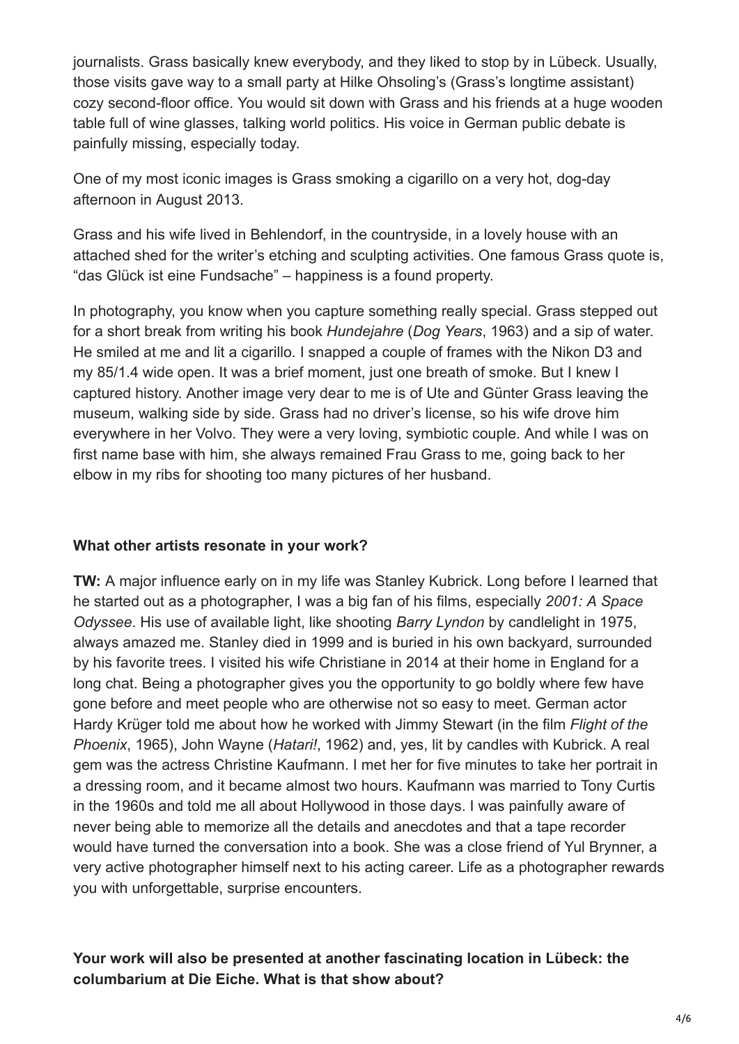journalists. Grass basically knew everybody, and they liked to stop by in Lübeck. Usually, those visits gave way to a small party at Hilke Ohsoling's (Grass's longtime assistant) cozy second-floor office. You would sit down with Grass and his friends at a huge wooden table full of wine glasses, talking world politics. His voice in German public debate is painfully missing, especially today.

One of my most iconic images is Grass smoking a cigarillo on a very hot, dog-day afternoon in August 2013.

Grass and his wife lived in Behlendorf, in the countryside, in a lovely house with an attached shed for the writer's etching and sculpting activities. One famous Grass quote is, "das Glück ist eine Fundsache" – happiness is a found property.

In photography, you know when you capture something really special. Grass stepped out for a short break from writing his book *Hundejahre* (*Dog Years*, 1963) and a sip of water. He smiled at me and lit a cigarillo. I snapped a couple of frames with the Nikon D3 and my 85/1.4 wide open. It was a brief moment, just one breath of smoke. But I knew I captured history. Another image very dear to me is of Ute and Günter Grass leaving the museum, walking side by side. Grass had no driver's license, so his wife drove him everywhere in her Volvo. They were a very loving, symbiotic couple. And while I was on first name base with him, she always remained Frau Grass to me, going back to her elbow in my ribs for shooting too many pictures of her husband.

**What other artists resonate in your work?**

**TW:** A major influence early on in my life was Stanley Kubrick. Long before I learned that he started out as a photographer, I was a big fan of his films, especially *2001: A Space Odyssee*. His use of available light, like shooting *Barry Lyndon* by candlelight in 1975, always amazed me. Stanley died in 1999 and is buried in his own backyard, surrounded by his favorite trees. I visited his wife Christiane in 2014 at their home in England for a long chat. Being a photographer gives you the opportunity to go boldly where few have gone before and meet people who are otherwise not so easy to meet. German actor Hardy Krüger told me about how he worked with Jimmy Stewart (in the film *Flight of the Phoenix*, 1965), John Wayne (*Hatari!*, 1962) and, yes, lit by candles with Kubrick. A real gem was the actress Christine Kaufmann. I met her for five minutes to take her portrait in a dressing room, and it became almost two hours. Kaufmann was married to Tony Curtis in the 1960s and told me all about Hollywood in those days. I was painfully aware of never being able to memorize all the details and anecdotes and that a tape recorder would have turned the conversation into a book. She was a close friend of Yul Brynner, a very active photographer himself next to his acting career. Life as a photographer rewards you with unforgettable, surprise encounters.

**Your work will also be presented at another fascinating location in Lübeck: the columbarium at Die Eiche. What is that show about?**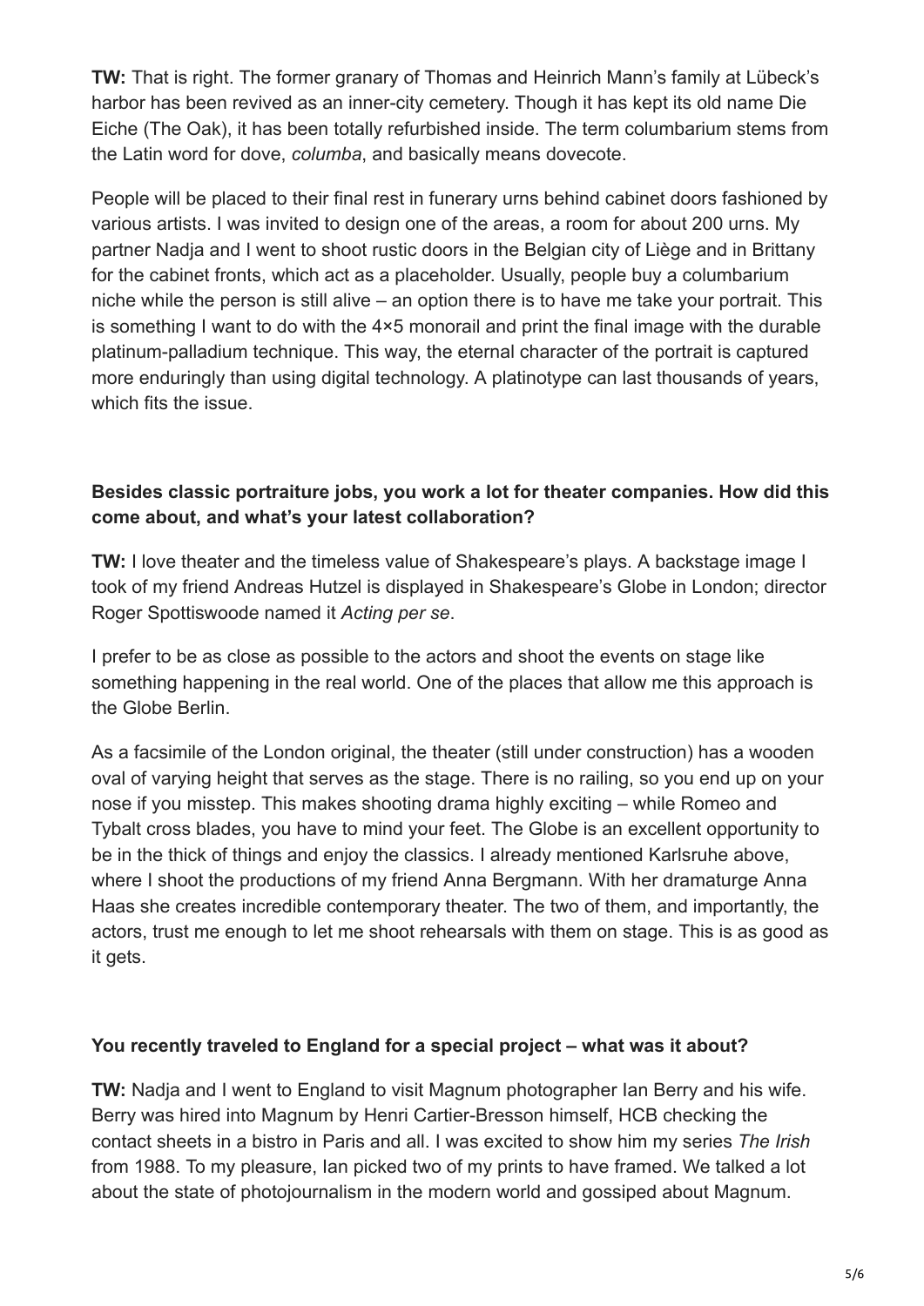**TW:** That is right. The former granary of Thomas and Heinrich Mann's family at Lübeck's harbor has been revived as an inner-city cemetery. Though it has kept its old name Die Eiche (The Oak), it has been totally refurbished inside. The term columbarium stems from the Latin word for dove, *columba*, and basically means dovecote.

People will be placed to their final rest in funerary urns behind cabinet doors fashioned by various artists. I was invited to design one of the areas, a room for about 200 urns. My partner Nadja and I went to shoot rustic doors in the Belgian city of Liège and in Brittany for the cabinet fronts, which act as a placeholder. Usually, people buy a columbarium niche while the person is still alive – an option there is to have me take your portrait. This is something I want to do with the 4×5 monorail and print the final image with the durable platinum-palladium technique. This way, the eternal character of the portrait is captured more enduringly than using digital technology. A platinotype can last thousands of years, which fits the issue.

**Besides classic portraiture jobs, you work a lot for theater companies. How did this come about, and what's your latest collaboration?**

**TW:** I love theater and the timeless value of Shakespeare's plays. A backstage image I took of my friend Andreas Hutzel is displayed in Shakespeare's Globe in London; director Roger Spottiswoode named it *Acting per se*.

I prefer to be as close as possible to the actors and shoot the events on stage like something happening in the real world. One of the places that allow me this approach is the Globe Berlin.

As a facsimile of the London original, the theater (still under construction) has a wooden oval of varying height that serves as the stage. There is no railing, so you end up on your nose if you misstep. This makes shooting drama highly exciting – while Romeo and Tybalt cross blades, you have to mind your feet. The Globe is an excellent opportunity to be in the thick of things and enjoy the classics. I already mentioned Karlsruhe above, where I shoot the productions of my friend Anna Bergmann. With her dramaturge Anna Haas she creates incredible contemporary theater. The two of them, and importantly, the actors, trust me enough to let me shoot rehearsals with them on stage. This is as good as it gets.

**You recently traveled to England for a special project – what was it about?**

**TW:** Nadja and I went to England to visit Magnum photographer Ian Berry and his wife. Berry was hired into Magnum by Henri Cartier-Bresson himself, HCB checking the contact sheets in a bistro in Paris and all. I was excited to show him my series *The Irish* from 1988. To my pleasure, Ian picked two of my prints to have framed. We talked a lot about the state of photojournalism in the modern world and gossiped about Magnum.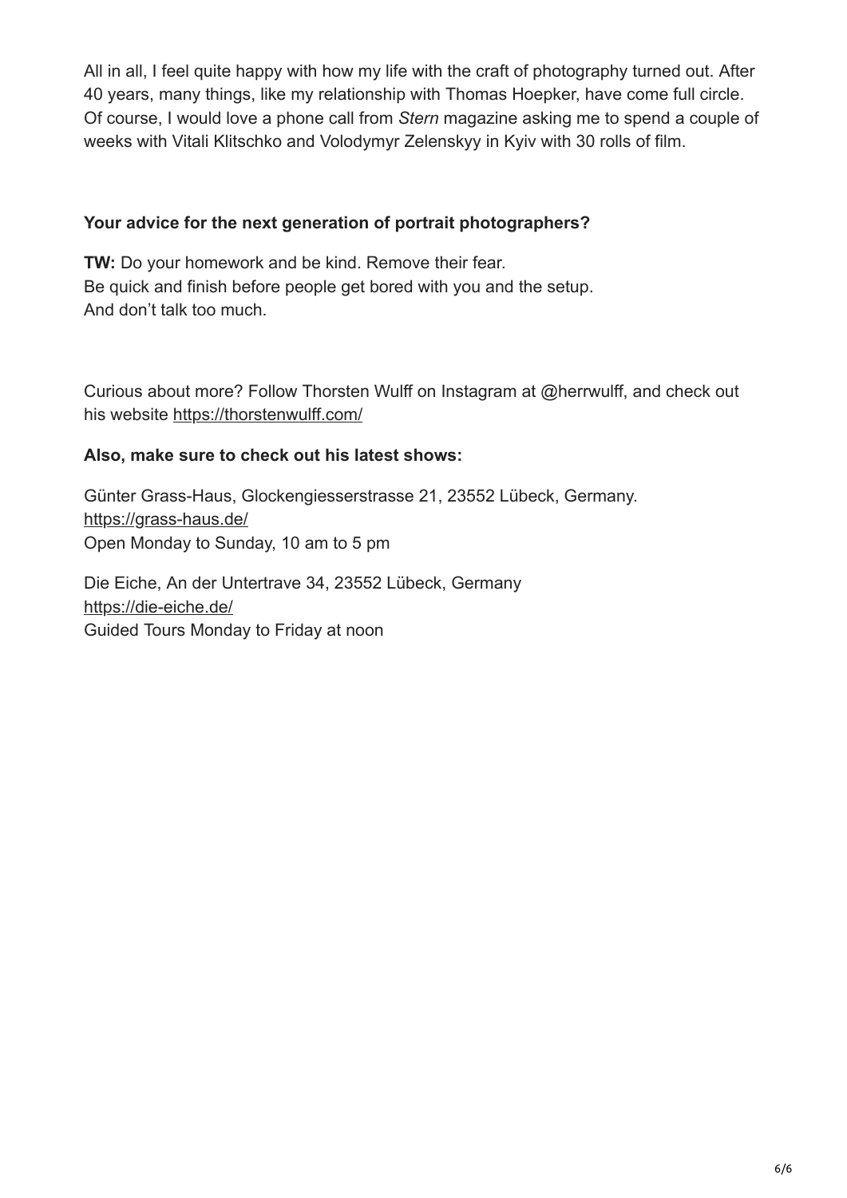All in all, I feel quite happy with how my life with the craft of photography turned out. After 40 years, many things, like my relationship with Thomas Hoepker, have come full circle. Of course, I would love a phone call from *Stern* magazine asking me to spend a couple of weeks with Vitali Klitschko and Volodymyr Zelenskyy in Kyiv with 30 rolls of film.

**Your advice for the next generation of portrait photographers?**

**TW:** Do your homework and be kind. Remove their fear.
Be quick and finish before people get bored with you and the setup.
And don't talk too much.

Curious about more? Follow Thorsten Wulff on Instagram at @herrwulff, and check out his website https://thorstenwulff.com/

**Also, make sure to check out his latest shows:**

Günter Grass-Haus, Glockengiesserstrasse 21, 23552 Lübeck, Germany.
https://grass-haus.de/
Open Monday to Sunday, 10 am to 5 pm

Die Eiche, An der Untertrave 34, 23552 Lübeck, Germany
https://die-eiche.de/
Guided Tours Monday to Friday at noon